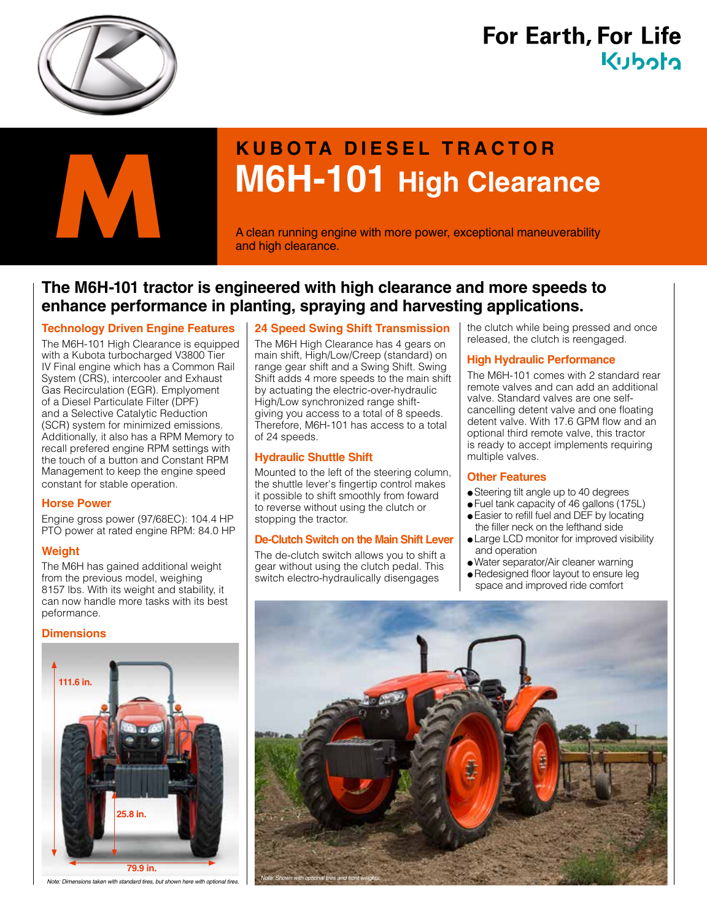For Earth, For Life
Kubota

# M

## KUBOTA DIESEL TRACTOR

# M6H-101 High Clearance

A clean running engine with more power, exceptional maneuverability and high clearance.

## The M6H-101 tractor is engineered with high clearance and more speeds to enhance performance in planting, spraying and harvesting applications.

### Technology Driven Engine Features

The M6H-101 High Clearance is equipped with a Kubota turbocharged V3800 Tier IV Final engine which has a Common Rail System (CRS), intercooler and Exhaust Gas Recirculation (EGR). Emplyoment of a Diesel Particulate Filter (DPF) and a Selective Catalytic Reduction (SCR) system for minimized emissions. Additionally, it also has a RPM Memory to recall prefered engine RPM settings with the touch of a button and Constant RPM Management to keep the engine speed constant for stable operation.

### Horse Power

Engine gross power (97/68EC): 104.4 HP
PTO power at rated engine RPM: 84.0 HP

### Weight

The M6H has gained additional weight from the previous model, weighing 8157 lbs. With its weight and stability, it can now handle more tasks with its best peformance.

### Dimensions

111.6 in.

25.8 in.

79.9 in.

*Note: Dimensions taken with standard tires, but shown here with optional tires.*

### 24 Speed Swing Shift Transmission

The M6H High Clearance has 4 gears on main shift, High/Low/Creep (standard) on range gear shift and a Swing Shift. Swing Shift adds 4 more speeds to the main shift by actuating the electric-over-hydraulic High/Low synchronized range shift- giving you access to a total of 8 speeds. Therefore, M6H-101 has access to a total of 24 speeds.

### Hydraulic Shuttle Shift

Mounted to the left of the steering column, the shuttle lever's fingertip control makes it possible to shift smoothly from foward to reverse without using the clutch or stopping the tractor.

### De-Clutch Switch on the Main Shift Lever

The de-clutch switch allows you to shift a gear without using the clutch pedal. This switch electro-hydraulically disengages the clutch while being pressed and once released, the clutch is reengaged.

### High Hydraulic Performance

The M6H-101 comes with 2 standard rear remote valves and can add an additional valve. Standard valves are one self-cancelling detent valve and one floating detent valve. With 17.6 GPM flow and an optional third remote valve, this tractor is ready to accept implements requiring multiple valves.

### Other Features

- Steering tilt angle up to 40 degrees
- Fuel tank capacity of 46 gallons (175L)
- Easier to refill fuel and DEF by locating the filler neck on the lefthand side
- Large LCD monitor for improved visibility and operation
- Water separator/Air cleaner warning
- Redesigned floor layout to ensure leg space and improved ride comfort

*Note: Shown with optional tires and front weights.*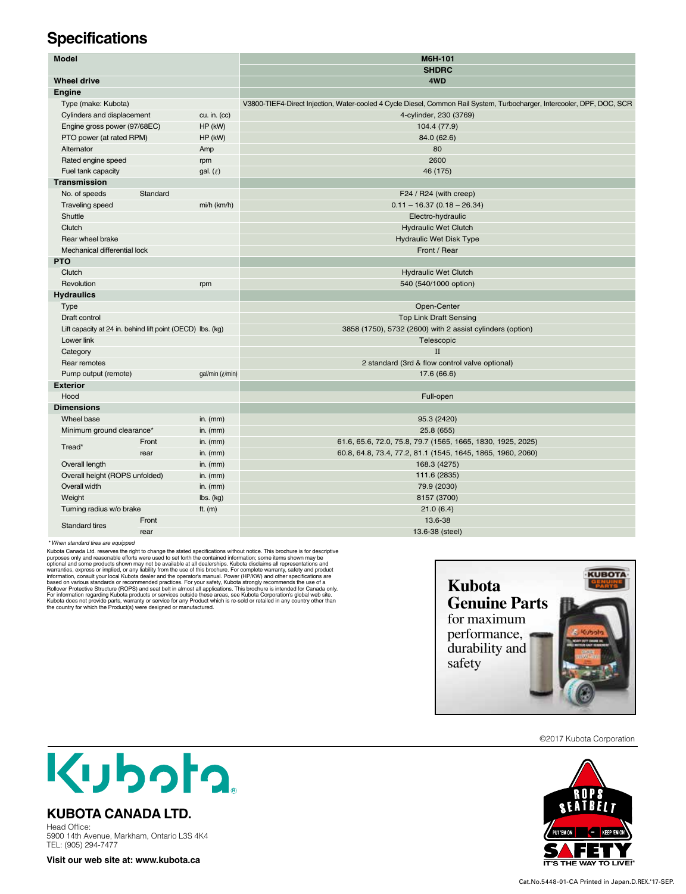## Specifications

| Model | | | M6H-101 |
|---|---|---|---|
| | | | SHDRC |
| **Wheel drive** | | | 4WD |
| **Engine** | | | |
| Type (make: Kubota) | | | V3800-TIEF4-Direct Injection, Water-cooled 4 Cycle Diesel, Common Rail System, Turbocharger, Intercooler, DPF, DOC, SCR |
| Cylinders and displacement | | cu. in. (cc) | 4-cylinder, 230 (3769) |
| Engine gross power (97/68EC) | | HP (kW) | 104.4 (77.9) |
| PTO power (at rated RPM) | | HP (kW) | 84.0 (62.6) |
| Alternator | | Amp | 80 |
| Rated engine speed | | rpm | 2600 |
| Fuel tank capacity | | gal. (ℓ) | 46 (175) |
| **Transmission** | | | |
| No. of speeds | Standard | | F24 / R24 (with creep) |
| Traveling speed | | mi/h (km/h) | 0.11 – 16.37 (0.18 – 26.34) |
| Shuttle | | | Electro-hydraulic |
| Clutch | | | Hydraulic Wet Clutch |
| Rear wheel brake | | | Hydraulic Wet Disk Type |
| Mechanical differential lock | | | Front / Rear |
| **PTO** | | | |
| Clutch | | | Hydraulic Wet Clutch |
| Revolution | | rpm | 540 (540/1000 option) |
| **Hydraulics** | | | |
| Type | | | Open-Center |
| Draft control | | | Top Link Draft Sensing |
| Lift capacity at 24 in. behind lift point (OECD) | | lbs. (kg) | 3858 (1750), 5732 (2600) with 2 assist cylinders (option) |
| Lower link | | | Telescopic |
| Category | | | II |
| Rear remotes | | | 2 standard (3rd & flow control valve optional) |
| Pump output (remote) | | gal/min (ℓ/min) | 17.6 (66.6) |
| **Exterior** | | | |
| Hood | | | Full-open |
| **Dimensions** | | | |
| Wheel base | | in. (mm) | 95.3 (2420) |
| Minimum ground clearance* | | in. (mm) | 25.8 (655) |
| Tread* | Front | in. (mm) | 61.6, 65.6, 72.0, 75.8, 79.7 (1565, 1665, 1830, 1925, 2025) |
| | rear | in. (mm) | 60.8, 64.8, 73.4, 77.2, 81.1 (1545, 1645, 1865, 1960, 2060) |
| Overall length | | in. (mm) | 168.3 (4275) |
| Overall height (ROPS unfolded) | | in. (mm) | 111.6 (2835) |
| Overall width | | in. (mm) | 79.9 (2030) |
| Weight | | lbs. (kg) | 8157 (3700) |
| Turning radius w/o brake | | ft. (m) | 21.0 (6.4) |
| Standard tires | Front | | 13.6-38 |
| | rear | | 13.6-38 (steel) |

*\* When standard tires are equipped*

Kubota Canada Ltd. reserves the right to change the stated specifications without notice. This brochure is for descriptive purposes only and reasonable efforts were used to set forth the contained information; some items shown may be optional and some products shown may not be available at all dealerships. Kubota disclaims all representations and warranties, express or implied, or any liability from the use of this brochure. For complete warranty, safety and product information, consult your local Kubota dealer and the operator's manual. Power (HP/KW) and other specifications are based on various standards or recommended practices. For your safety, Kubota strongly recommends the use of a Rollover Protective Structure (ROPS) and seat belt in almost all applications. This brochure is intended for Canada only. For information regarding Kubota products or services outside these areas, see Kubota Corporation's global web site. Kubota does not provide parts, warranty or service for any Product which is re-sold or retailed in any country other than the country for which the Product(s) were designed or manufactured.

**Kubota Genuine Parts** for maximum performance, durability and safety

©2017 Kubota Corporation

Kubota

**KUBOTA CANADA LTD.**

Head Office:
5900 14th Avenue, Markham, Ontario L3S 4K4
TEL: (905) 294-7477

**Visit our web site at: www.kubota.ca**

ROPS SEATBELT — PUT 'EM ON — KEEP 'EM ON — SAFETY — IT'S THE WAY TO LIVE!

Cat.No.5448-01-CA Printed in Japan.D.REX.'17-SEP.